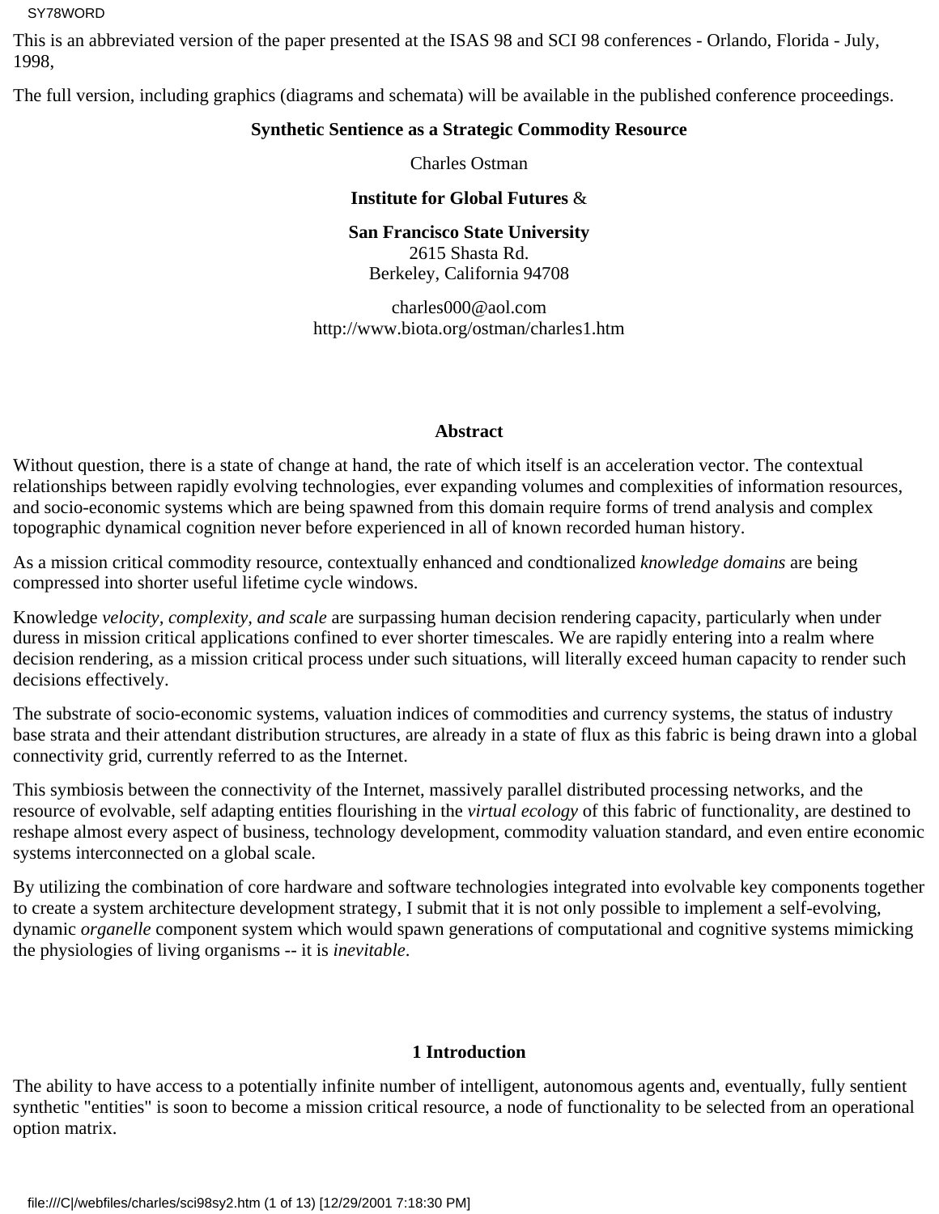This is an abbreviated version of the paper presented at the ISAS 98 and SCI 98 conferences - Orlando, Florida - July, 1998,

The full version, including graphics (diagrams and schemata) will be available in the published conference proceedings.

# Synthetic Sentience as a Strategic Commodity Resource

Charles Ostman

**Institute for Global Futures** &

**San Francisco State University**
2615 Shasta Rd.
Berkeley, California 94708

charles000@aol.com
http://www.biota.org/ostman/charles1.htm

## Abstract

Without question, there is a state of change at hand, the rate of which itself is an acceleration vector. The contextual relationships between rapidly evolving technologies, ever expanding volumes and complexities of information resources, and socio-economic systems which are being spawned from this domain require forms of trend analysis and complex topographic dynamical cognition never before experienced in all of known recorded human history.

As a mission critical commodity resource, contextually enhanced and condtionalized *knowledge domains* are being compressed into shorter useful lifetime cycle windows.

Knowledge *velocity, complexity, and scale* are surpassing human decision rendering capacity, particularly when under duress in mission critical applications confined to ever shorter timescales. We are rapidly entering into a realm where decision rendering, as a mission critical process under such situations, will literally exceed human capacity to render such decisions effectively.

The substrate of socio-economic systems, valuation indices of commodities and currency systems, the status of industry base strata and their attendant distribution structures, are already in a state of flux as this fabric is being drawn into a global connectivity grid, currently referred to as the Internet.

This symbiosis between the connectivity of the Internet, massively parallel distributed processing networks, and the resource of evolvable, self adapting entities flourishing in the *virtual ecology* of this fabric of functionality, are destined to reshape almost every aspect of business, technology development, commodity valuation standard, and even entire economic systems interconnected on a global scale.

By utilizing the combination of core hardware and software technologies integrated into evolvable key components together to create a system architecture development strategy, I submit that it is not only possible to implement a self-evolving, dynamic *organelle* component system which would spawn generations of computational and cognitive systems mimicking the physiologies of living organisms -- it is *inevitable*.

## 1 Introduction

The ability to have access to a potentially infinite number of intelligent, autonomous agents and, eventually, fully sentient synthetic "entities" is soon to become a mission critical resource, a node of functionality to be selected from an operational option matrix.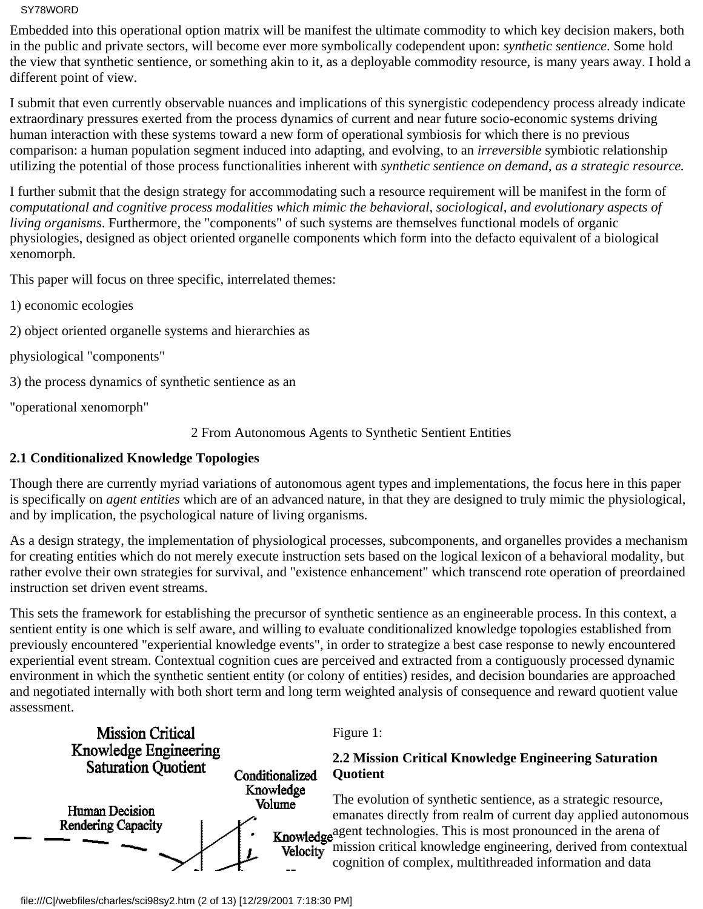Embedded into this operational option matrix will be manifest the ultimate commodity to which key decision makers, both in the public and private sectors, will become ever more symbolically codependent upon: *synthetic sentience*. Some hold the view that synthetic sentience, or something akin to it, as a deployable commodity resource, is many years away. I hold a different point of view.

I submit that even currently observable nuances and implications of this synergistic codependency process already indicate extraordinary pressures exerted from the process dynamics of current and near future socio-economic systems driving human interaction with these systems toward a new form of operational symbiosis for which there is no previous comparison: a human population segment induced into adapting, and evolving, to an *irreversible* symbiotic relationship utilizing the potential of those process functionalities inherent with *synthetic sentience on demand, as a strategic resource.*

I further submit that the design strategy for accommodating such a resource requirement will be manifest in the form of *computational and cognitive process modalities which mimic the behavioral, sociological, and evolutionary aspects of living organisms*. Furthermore, the "components" of such systems are themselves functional models of organic physiologies, designed as object oriented organelle components which form into the defacto equivalent of a biological xenomorph.

This paper will focus on three specific, interrelated themes:

1) economic ecologies

2) object oriented organelle systems and hierarchies as

physiological "components"

3) the process dynamics of synthetic sentience as an

"operational xenomorph"

## 2 From Autonomous Agents to Synthetic Sentient Entities

### 2.1 Conditionalized Knowledge Topologies

Though there are currently myriad variations of autonomous agent types and implementations, the focus here in this paper is specifically on *agent entities* which are of an advanced nature, in that they are designed to truly mimic the physiological, and by implication, the psychological nature of living organisms.

As a design strategy, the implementation of physiological processes, subcomponents, and organelles provides a mechanism for creating entities which do not merely execute instruction sets based on the logical lexicon of a behavioral modality, but rather evolve their own strategies for survival, and "existence enhancement" which transcend rote operation of preordained instruction set driven event streams.

This sets the framework for establishing the precursor of synthetic sentience as an engineerable process. In this context, a sentient entity is one which is self aware, and willing to evaluate conditionalized knowledge topologies established from previously encountered "experiential knowledge events", in order to strategize a best case response to newly encountered experiential event stream. Contextual cognition cues are perceived and extracted from a contiguously processed dynamic environment in which the synthetic sentient entity (or colony of entities) resides, and decision boundaries are approached and negotiated internally with both short term and long term weighted analysis of consequence and reward quotient value assessment.

Mission Critical Knowledge Engineering Saturation Quotient

Human Decision Rendering Capacity

Conditionalized Knowledge Volume

Knowledge Velocity

Figure 1:

### 2.2 Mission Critical Knowledge Engineering Saturation Quotient

The evolution of synthetic sentience, as a strategic resource, emanates directly from realm of current day applied autonomous agent technologies. This is most pronounced in the arena of mission critical knowledge engineering, derived from contextual cognition of complex, multithreaded information and data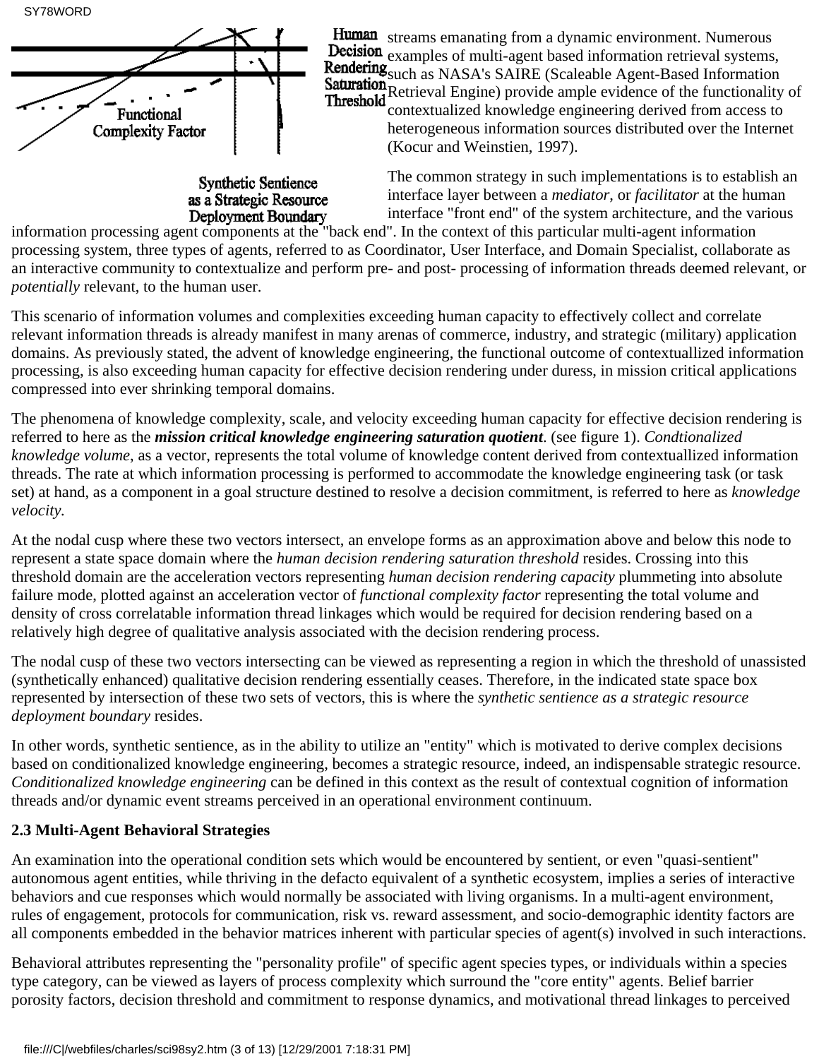streams emanating from a dynamic environment. Numerous examples of multi-agent based information retrieval systems, such as NASA's SAIRE (Scaleable Agent-Based Information Retrieval Engine) provide ample evidence of the functionality of contextualized knowledge engineering derived from access to heterogeneous information sources distributed over the Internet (Kocur and Weinstien, 1997).

The common strategy in such implementations is to establish an interface layer between a *mediator*, or *facilitator* at the human interface "front end" of the system architecture, and the various information processing agent components at the "back end". In the context of this particular multi-agent information processing system, three types of agents, referred to as Coordinator, User Interface, and Domain Specialist, collaborate as an interactive community to contextualize and perform pre- and post- processing of information threads deemed relevant, or *potentially* relevant, to the human user.

This scenario of information volumes and complexities exceeding human capacity to effectively collect and correlate relevant information threads is already manifest in many arenas of commerce, industry, and strategic (military) application domains. As previously stated, the advent of knowledge engineering, the functional outcome of contextuallized information processing, is also exceeding human capacity for effective decision rendering under duress, in mission critical applications compressed into ever shrinking temporal domains.

The phenomena of knowledge complexity, scale, and velocity exceeding human capacity for effective decision rendering is referred to here as the ***mission critical knowledge engineering saturation quotient***. (see figure 1). *Condtionalized knowledge volume*, as a vector, represents the total volume of knowledge content derived from contextuallized information threads. The rate at which information processing is performed to accommodate the knowledge engineering task (or task set) at hand, as a component in a goal structure destined to resolve a decision commitment, is referred to here as *knowledge velocity.*

At the nodal cusp where these two vectors intersect, an envelope forms as an approximation above and below this node to represent a state space domain where the *human decision rendering saturation threshold* resides. Crossing into this threshold domain are the acceleration vectors representing *human decision rendering capacity* plummeting into absolute failure mode, plotted against an acceleration vector of *functional complexity factor* representing the total volume and density of cross correlatable information thread linkages which would be required for decision rendering based on a relatively high degree of qualitative analysis associated with the decision rendering process.

The nodal cusp of these two vectors intersecting can be viewed as representing a region in which the threshold of unassisted (synthetically enhanced) qualitative decision rendering essentially ceases. Therefore, in the indicated state space box represented by intersection of these two sets of vectors, this is where the *synthetic sentience as a strategic resource deployment boundary* resides.

In other words, synthetic sentience, as in the ability to utilize an "entity" which is motivated to derive complex decisions based on conditionalized knowledge engineering, becomes a strategic resource, indeed, an indispensable strategic resource. *Conditionalized knowledge engineering* can be defined in this context as the result of contextual cognition of information threads and/or dynamic event streams perceived in an operational environment continuum.

### 2.3 Multi-Agent Behavioral Strategies

An examination into the operational condition sets which would be encountered by sentient, or even "quasi-sentient" autonomous agent entities, while thriving in the defacto equivalent of a synthetic ecosystem, implies a series of interactive behaviors and cue responses which would normally be associated with living organisms. In a multi-agent environment, rules of engagement, protocols for communication, risk vs. reward assessment, and socio-demographic identity factors are all components embedded in the behavior matrices inherent with particular species of agent(s) involved in such interactions.

Behavioral attributes representing the "personality profile" of specific agent species types, or individuals within a species type category, can be viewed as layers of process complexity which surround the "core entity" agents. Belief barrier porosity factors, decision threshold and commitment to response dynamics, and motivational thread linkages to perceived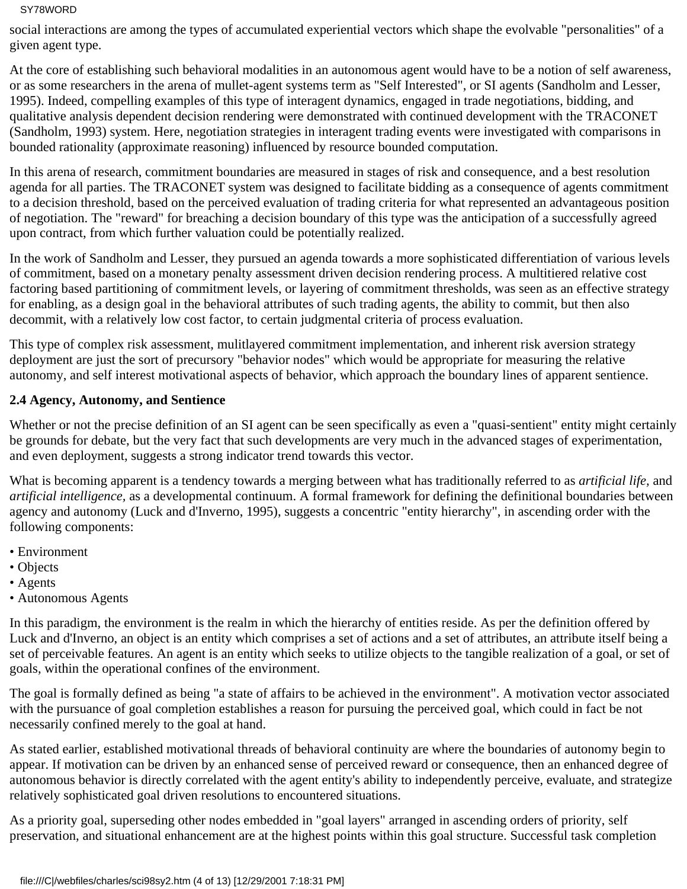social interactions are among the types of accumulated experiential vectors which shape the evolvable "personalities" of a given agent type.

At the core of establishing such behavioral modalities in an autonomous agent would have to be a notion of self awareness, or as some researchers in the arena of mullet-agent systems term as "Self Interested", or SI agents (Sandholm and Lesser, 1995). Indeed, compelling examples of this type of interagent dynamics, engaged in trade negotiations, bidding, and qualitative analysis dependent decision rendering were demonstrated with continued development with the TRACONET (Sandholm, 1993) system. Here, negotiation strategies in interagent trading events were investigated with comparisons in bounded rationality (approximate reasoning) influenced by resource bounded computation.

In this arena of research, commitment boundaries are measured in stages of risk and consequence, and a best resolution agenda for all parties. The TRACONET system was designed to facilitate bidding as a consequence of agents commitment to a decision threshold, based on the perceived evaluation of trading criteria for what represented an advantageous position of negotiation. The "reward" for breaching a decision boundary of this type was the anticipation of a successfully agreed upon contract, from which further valuation could be potentially realized.

In the work of Sandholm and Lesser, they pursued an agenda towards a more sophisticated differentiation of various levels of commitment, based on a monetary penalty assessment driven decision rendering process. A multitiered relative cost factoring based partitioning of commitment levels, or layering of commitment thresholds, was seen as an effective strategy for enabling, as a design goal in the behavioral attributes of such trading agents, the ability to commit, but then also decommit, with a relatively low cost factor, to certain judgmental criteria of process evaluation.

This type of complex risk assessment, mulitlayered commitment implementation, and inherent risk aversion strategy deployment are just the sort of precursory "behavior nodes" which would be appropriate for measuring the relative autonomy, and self interest motivational aspects of behavior, which approach the boundary lines of apparent sentience.

**2.4 Agency, Autonomy, and Sentience**

Whether or not the precise definition of an SI agent can be seen specifically as even a "quasi-sentient" entity might certainly be grounds for debate, but the very fact that such developments are very much in the advanced stages of experimentation, and even deployment, suggests a strong indicator trend towards this vector.

What is becoming apparent is a tendency towards a merging between what has traditionally referred to as *artificial life,* and *artificial intelligence,* as a developmental continuum. A formal framework for defining the definitional boundaries between agency and autonomy (Luck and d'Inverno, 1995), suggests a concentric "entity hierarchy", in ascending order with the following components:

- Environment
- Objects
- Agents
- Autonomous Agents

In this paradigm, the environment is the realm in which the hierarchy of entities reside. As per the definition offered by Luck and d'Inverno, an object is an entity which comprises a set of actions and a set of attributes, an attribute itself being a set of perceivable features. An agent is an entity which seeks to utilize objects to the tangible realization of a goal, or set of goals, within the operational confines of the environment.

The goal is formally defined as being "a state of affairs to be achieved in the environment". A motivation vector associated with the pursuance of goal completion establishes a reason for pursuing the perceived goal, which could in fact be not necessarily confined merely to the goal at hand.

As stated earlier, established motivational threads of behavioral continuity are where the boundaries of autonomy begin to appear. If motivation can be driven by an enhanced sense of perceived reward or consequence, then an enhanced degree of autonomous behavior is directly correlated with the agent entity's ability to independently perceive, evaluate, and strategize relatively sophisticated goal driven resolutions to encountered situations.

As a priority goal, superseding other nodes embedded in "goal layers" arranged in ascending orders of priority, self preservation, and situational enhancement are at the highest points within this goal structure. Successful task completion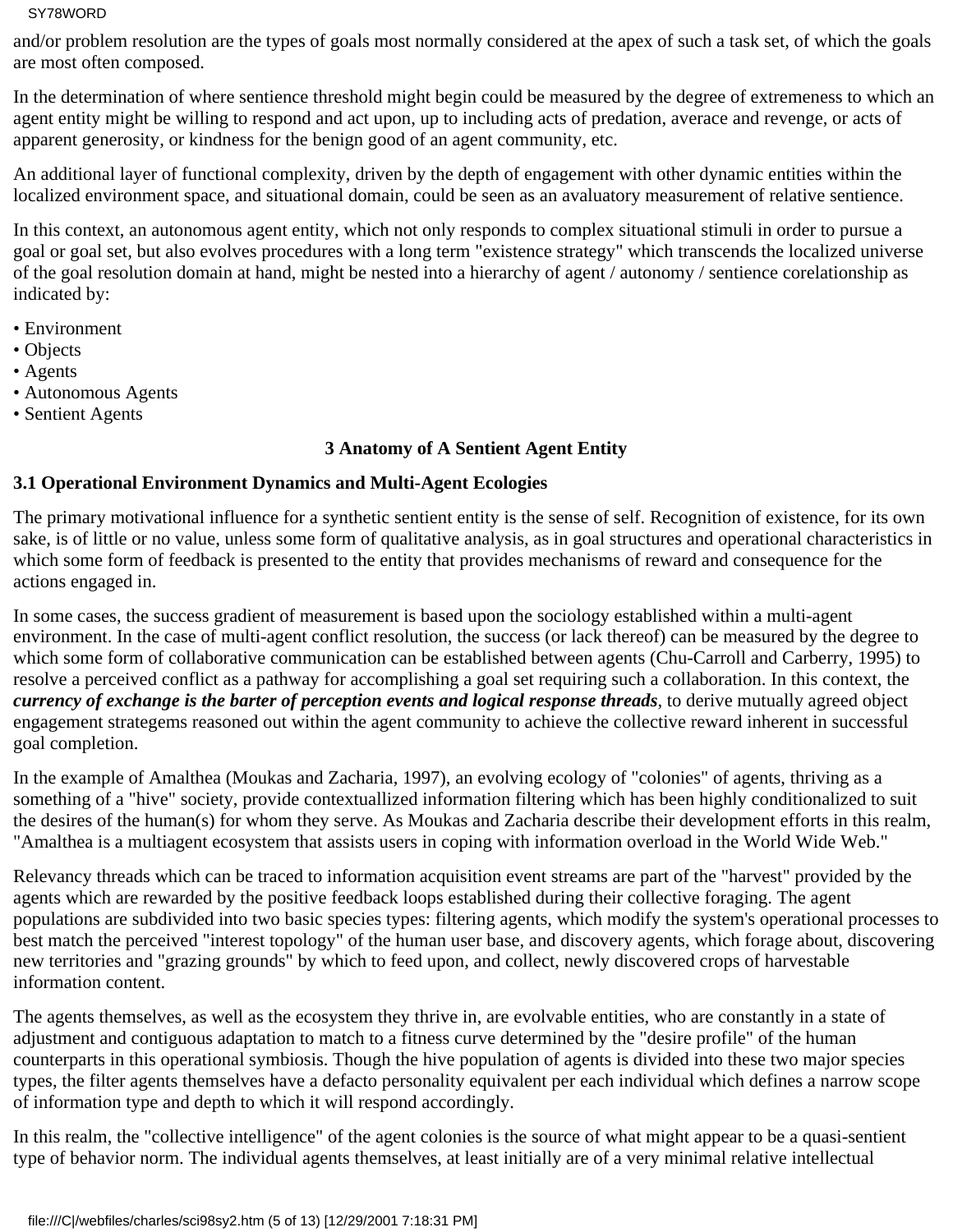and/or problem resolution are the types of goals most normally considered at the apex of such a task set, of which the goals are most often composed.

In the determination of where sentience threshold might begin could be measured by the degree of extremeness to which an agent entity might be willing to respond and act upon, up to including acts of predation, averace and revenge, or acts of apparent generosity, or kindness for the benign good of an agent community, etc.

An additional layer of functional complexity, driven by the depth of engagement with other dynamic entities within the localized environment space, and situational domain, could be seen as an avaluatory measurement of relative sentience.

In this context, an autonomous agent entity, which not only responds to complex situational stimuli in order to pursue a goal or goal set, but also evolves procedures with a long term "existence strategy" which transcends the localized universe of the goal resolution domain at hand, might be nested into a hierarchy of agent / autonomy / sentience corelationship as indicated by:

- Environment
- Objects
- Agents
- Autonomous Agents
- Sentient Agents

## 3 Anatomy of A Sentient Agent Entity

### 3.1 Operational Environment Dynamics and Multi-Agent Ecologies

The primary motivational influence for a synthetic sentient entity is the sense of self. Recognition of existence, for its own sake, is of little or no value, unless some form of qualitative analysis, as in goal structures and operational characteristics in which some form of feedback is presented to the entity that provides mechanisms of reward and consequence for the actions engaged in.

In some cases, the success gradient of measurement is based upon the sociology established within a multi-agent environment. In the case of multi-agent conflict resolution, the success (or lack thereof) can be measured by the degree to which some form of collaborative communication can be established between agents (Chu-Carroll and Carberry, 1995) to resolve a perceived conflict as a pathway for accomplishing a goal set requiring such a collaboration. In this context, the ***currency of exchange is the barter of perception events and logical response threads***, to derive mutually agreed object engagement strategems reasoned out within the agent community to achieve the collective reward inherent in successful goal completion.

In the example of Amalthea (Moukas and Zacharia, 1997), an evolving ecology of "colonies" of agents, thriving as a something of a "hive" society, provide contextuallized information filtering which has been highly conditionalized to suit the desires of the human(s) for whom they serve. As Moukas and Zacharia describe their development efforts in this realm, "Amalthea is a multiagent ecosystem that assists users in coping with information overload in the World Wide Web."

Relevancy threads which can be traced to information acquisition event streams are part of the "harvest" provided by the agents which are rewarded by the positive feedback loops established during their collective foraging. The agent populations are subdivided into two basic species types: filtering agents, which modify the system's operational processes to best match the perceived "interest topology" of the human user base, and discovery agents, which forage about, discovering new territories and "grazing grounds" by which to feed upon, and collect, newly discovered crops of harvestable information content.

The agents themselves, as well as the ecosystem they thrive in, are evolvable entities, who are constantly in a state of adjustment and contiguous adaptation to match to a fitness curve determined by the "desire profile" of the human counterparts in this operational symbiosis. Though the hive population of agents is divided into these two major species types, the filter agents themselves have a defacto personality equivalent per each individual which defines a narrow scope of information type and depth to which it will respond accordingly.

In this realm, the "collective intelligence" of the agent colonies is the source of what might appear to be a quasi-sentient type of behavior norm. The individual agents themselves, at least initially are of a very minimal relative intellectual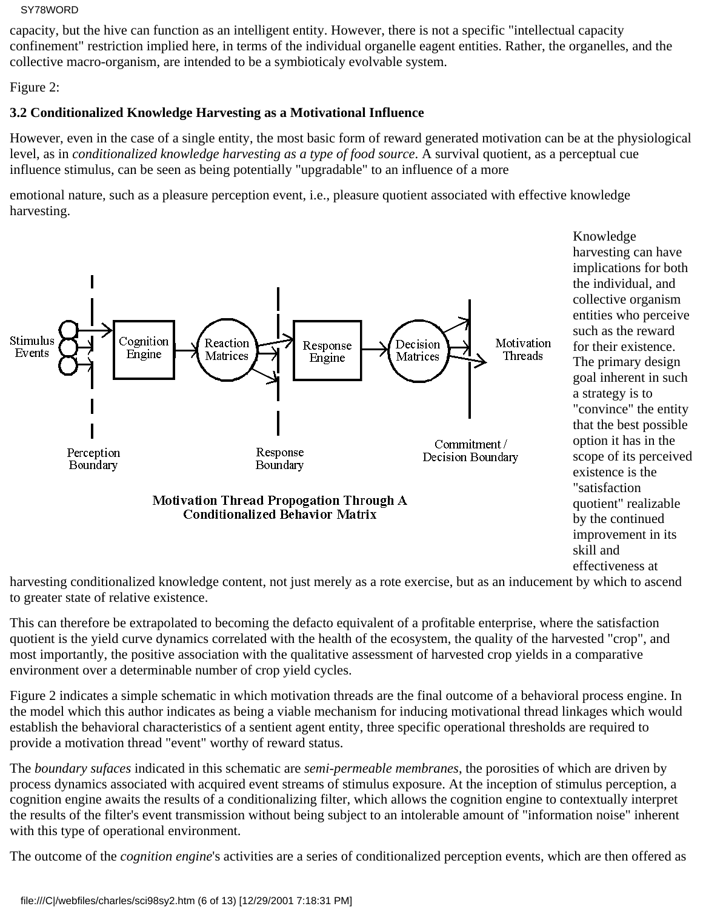capacity, but the hive can function as an intelligent entity. However, there is not a specific "intellectual capacity confinement" restriction implied here, in terms of the individual organelle eagent entities. Rather, the organelles, and the collective macro-organism, are intended to be a symbioticaly evolvable system.

Figure 2:

**3.2 Conditionalized Knowledge Harvesting as a Motivational Influence**

However, even in the case of a single entity, the most basic form of reward generated motivation can be at the physiological level, as in *conditionalized knowledge harvesting as a type of food source*. A survival quotient, as a perceptual cue influence stimulus, can be seen as being potentially "upgradable" to an influence of a more emotional nature, such as a pleasure perception event, i.e., pleasure quotient associated with effective knowledge harvesting.

Stimulus Events — Perception Boundary — Cognition Engine — Reaction Matrices — Response Boundary — Response Engine — Decision Matrices — Commitment / Decision Boundary — Motivation Threads

Motivation Thread Propogation Through A Conditionalized Behavior Matrix

Knowledge harvesting can have implications for both the individual, and collective organism entities who perceive such as the reward for their existence. The primary design goal inherent in such a strategy is to "convince" the entity that the best possible option it has in the scope of its perceived existence is the "satisfaction quotient" realizable by the continued improvement in its skill and effectiveness at harvesting conditionalized knowledge content, not just merely as a rote exercise, but as an inducement by which to ascend to greater state of relative existence.

This can therefore be extrapolated to becoming the defacto equivalent of a profitable enterprise, where the satisfaction quotient is the yield curve dynamics correlated with the health of the ecosystem, the quality of the harvested "crop", and most importantly, the positive association with the qualitative assessment of harvested crop yields in a comparative environment over a determinable number of crop yield cycles.

Figure 2 indicates a simple schematic in which motivation threads are the final outcome of a behavioral process engine. In the model which this author indicates as being a viable mechanism for inducing motivational thread linkages which would establish the behavioral characteristics of a sentient agent entity, three specific operational thresholds are required to provide a motivation thread "event" worthy of reward status.

The *boundary sufaces* indicated in this schematic are *semi-permeable membranes*, the porosities of which are driven by process dynamics associated with acquired event streams of stimulus exposure. At the inception of stimulus perception, a cognition engine awaits the results of a conditionalizing filter, which allows the cognition engine to contextually interpret the results of the filter's event transmission without being subject to an intolerable amount of "information noise" inherent with this type of operational environment.

The outcome of the *cognition engine*'s activities are a series of conditionalized perception events, which are then offered as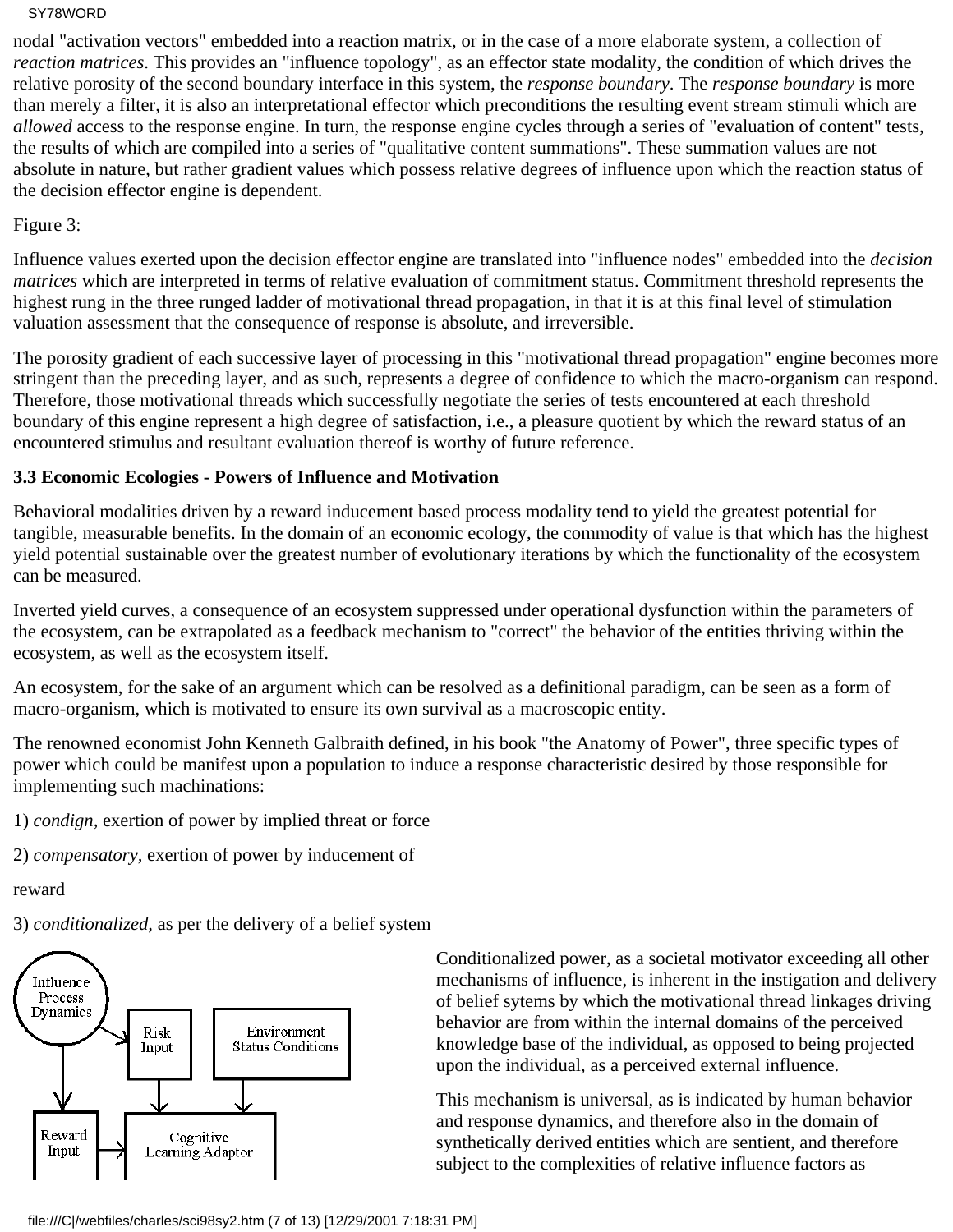nodal "activation vectors" embedded into a reaction matrix, or in the case of a more elaborate system, a collection of *reaction matrices*. This provides an "influence topology", as an effector state modality, the condition of which drives the relative porosity of the second boundary interface in this system, the *response boundary*. The *response boundary* is more than merely a filter, it is also an interpretational effector which preconditions the resulting event stream stimuli which are *allowed* access to the response engine. In turn, the response engine cycles through a series of "evaluation of content" tests, the results of which are compiled into a series of "qualitative content summations". These summation values are not absolute in nature, but rather gradient values which possess relative degrees of influence upon which the reaction status of the decision effector engine is dependent.

Figure 3:

Influence values exerted upon the decision effector engine are translated into "influence nodes" embedded into the *decision matrices* which are interpreted in terms of relative evaluation of commitment status. Commitment threshold represents the highest rung in the three runged ladder of motivational thread propagation, in that it is at this final level of stimulation valuation assessment that the consequence of response is absolute, and irreversible.

The porosity gradient of each successive layer of processing in this "motivational thread propagation" engine becomes more stringent than the preceding layer, and as such, represents a degree of confidence to which the macro-organism can respond. Therefore, those motivational threads which successfully negotiate the series of tests encountered at each threshold boundary of this engine represent a high degree of satisfaction, i.e., a pleasure quotient by which the reward status of an encountered stimulus and resultant evaluation thereof is worthy of future reference.

**3.3 Economic Ecologies - Powers of Influence and Motivation**

Behavioral modalities driven by a reward inducement based process modality tend to yield the greatest potential for tangible, measurable benefits. In the domain of an economic ecology, the commodity of value is that which has the highest yield potential sustainable over the greatest number of evolutionary iterations by which the functionality of the ecosystem can be measured.

Inverted yield curves, a consequence of an ecosystem suppressed under operational dysfunction within the parameters of the ecosystem, can be extrapolated as a feedback mechanism to "correct" the behavior of the entities thriving within the ecosystem, as well as the ecosystem itself.

An ecosystem, for the sake of an argument which can be resolved as a definitional paradigm, can be seen as a form of macro-organism, which is motivated to ensure its own survival as a macroscopic entity.

The renowned economist John Kenneth Galbraith defined, in his book "the Anatomy of Power", three specific types of power which could be manifest upon a population to induce a response characteristic desired by those responsible for implementing such machinations:

1) *condign*, exertion of power by implied threat or force

2) *compensatory*, exertion of power by inducement of reward

3) *conditionalized*, as per the delivery of a belief system

Influence Process Dynamics → Risk Input; Environment Status Conditions; Reward Input → Cognitive Learning Adaptor

Conditionalized power, as a societal motivator exceeding all other mechanisms of influence, is inherent in the instigation and delivery of belief sytems by which the motivational thread linkages driving behavior are from within the internal domains of the perceived knowledge base of the individual, as opposed to being projected upon the individual, as a perceived external influence.

This mechanism is universal, as is indicated by human behavior and response dynamics, and therefore also in the domain of synthetically derived entities which are sentient, and therefore subject to the complexities of relative influence factors as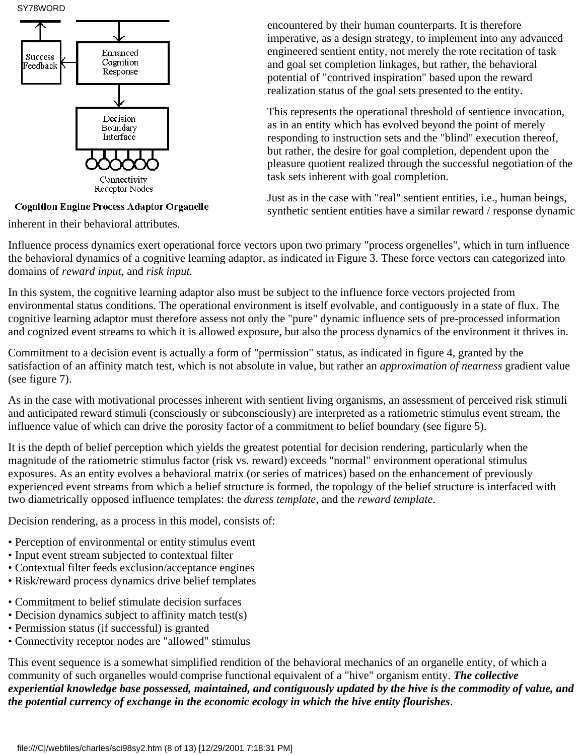Success Feedback

Enhanced Cognition Response

Decision Boundary Interface

Connectivity Receptor Nodes

**Cognition Engine Process Adaptor Organelle**

encountered by their human counterparts. It is therefore imperative, as a design strategy, to implement into any advanced engineered sentient entity, not merely the rote recitation of task and goal set completion linkages, but rather, the behavioral potential of "contrived inspiration" based upon the reward realization status of the goal sets presented to the entity.

This represents the operational threshold of sentience invocation, as in an entity which has evolved beyond the point of merely responding to instruction sets and the "blind" execution thereof, but rather, the desire for goal completion, dependent upon the pleasure quotient realized through the successful negotiation of the task sets inherent with goal completion.

Just as in the case with "real" sentient entities, i.e., human beings, synthetic sentient entities have a similar reward / response dynamic inherent in their behavioral attributes.

Influence process dynamics exert operational force vectors upon two primary "process orgenelles", which in turn influence the behavioral dynamics of a cognitive learning adaptor, as indicated in Figure 3. These force vectors can categorized into domains of *reward input*, and *risk input.*

In this system, the cognitive learning adaptor also must be subject to the influence force vectors projected from environmental status conditions. The operational environment is itself evolvable, and contiguously in a state of flux. The cognitive learning adaptor must therefore assess not only the "pure" dynamic influence sets of pre-processed information and cognized event streams to which it is allowed exposure, but also the process dynamics of the environment it thrives in.

Commitment to a decision event is actually a form of "permission" status, as indicated in figure 4, granted by the satisfaction of an affinity match test, which is not absolute in value, but rather an *approximation of nearness* gradient value (see figure 7).

As in the case with motivational processes inherent with sentient living organisms, an assessment of perceived risk stimuli and anticipated reward stimuli (consciously or subconsciously) are interpreted as a ratiometric stimulus event stream, the influence value of which can drive the porosity factor of a commitment to belief boundary (see figure 5).

It is the depth of belief perception which yields the greatest potential for decision rendering, particularly when the magnitude of the ratiometric stimulus factor (risk vs. reward) exceeds "normal" environment operational stimulus exposures. As an entity evolves a behavioral matrix (or series of matrices) based on the enhancement of previously experienced event streams from which a belief structure is formed, the topology of the belief structure is interfaced with two diametrically opposed influence templates: the *duress template*, and the *reward template*.

Decision rendering, as a process in this model, consists of:

- Perception of environmental or entity stimulus event
- Input event stream subjected to contextual filter
- Contextual filter feeds exclusion/acceptance engines
- Risk/reward process dynamics drive belief templates

- Commitment to belief stimulate decision surfaces
- Decision dynamics subject to affinity match test(s)
- Permission status (if successful) is granted
- Connectivity receptor nodes are "allowed" stimulus

This event sequence is a somewhat simplified rendition of the behavioral mechanics of an organelle entity, of which a community of such organelles would comprise functional equivalent of a "hive" organism entity. ***The collective experiential knowledge base possessed, maintained, and contiguously updated by the hive is the commodity of value, and the potential currency of exchange in the economic ecology in which the hive entity flourishes***.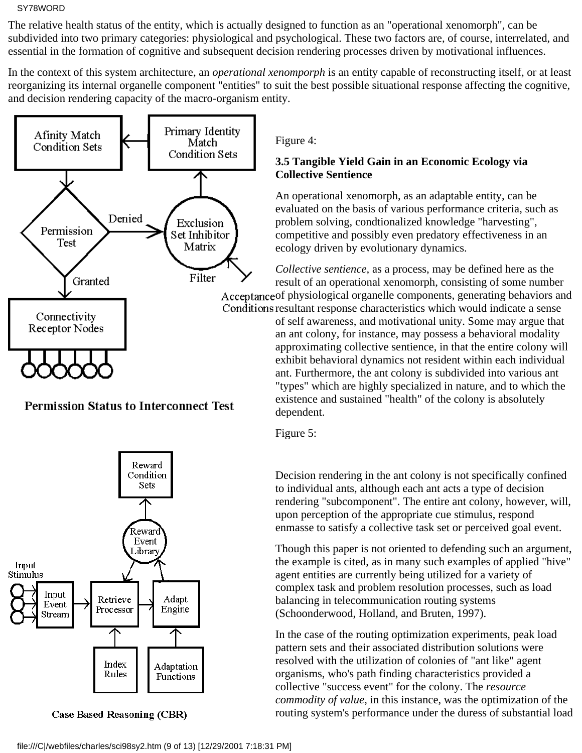The relative health status of the entity, which is actually designed to function as an "operational xenomorph", can be subdivided into two primary categories: physiological and psychological. These two factors are, of course, interrelated, and essential in the formation of cognitive and subsequent decision rendering processes driven by motivational influences.

In the context of this system architecture, an *operational xenomporph* is an entity capable of reconstructing itself, or at least reorganizing its internal organelle component "entities" to suit the best possible situational response affecting the cognitive, and decision rendering capacity of the macro-organism entity.

Afinity Match Condition Sets

Primary Identity Match Condition Sets

Permission Test

Denied

Exclusion Set Inhibitor Matrix

Granted

Filter

Acceptance Conditions

Connectivity Receptor Nodes

**Permission Status to Interconnect Test**

Figure 4:

### 3.5 Tangible Yield Gain in an Economic Ecology via Collective Sentience

An operational xenomorph, as an adaptable entity, can be evaluated on the basis of various performance criteria, such as problem solving, condtionalized knowledge "harvesting", competitive and possibly even predatory effectiveness in an ecology driven by evolutionary dynamics.

*Collective sentience,* as a process, may be defined here as the result of an operational xenomorph, consisting of some number of physiological organelle components, generating behaviors and resultant response characteristics which would indicate a sense of self awareness, and motivational unity. Some may argue that an ant colony, for instance, may possess a behavioral modality approximating collective sentience, in that the entire colony will exhibit behavioral dynamics not resident within each individual ant. Furthermore, the ant colony is subdivided into various ant "types" which are highly specialized in nature, and to which the existence and sustained "health" of the colony is absolutely dependent.

Figure 5:

Reward Condition Sets

Reward Event Library

Input Stimulus

Input Event Stream

Retrieve Processor

Adapt Engine

Index Rules

Adaptation Functions

**Case Based Reasoning (CBR)**

Decision rendering in the ant colony is not specifically confined to individual ants, although each ant acts a type of decision rendering "subcomponent". The entire ant colony, however, will, upon perception of the appropriate cue stimulus, respond enmasse to satisfy a collective task set or perceived goal event.

Though this paper is not oriented to defending such an argument, the example is cited, as in many such examples of applied "hive" agent entities are currently being utilized for a variety of complex task and problem resolution processes, such as load balancing in telecommunication routing systems (Schoonderwood, Holland, and Bruten, 1997).

In the case of the routing optimization experiments, peak load pattern sets and their associated distribution solutions were resolved with the utilization of colonies of "ant like" agent organisms, who's path finding characteristics provided a collective "success event" for the colony. The *resource commodity of value,* in this instance, was the optimization of the routing system's performance under the duress of substantial load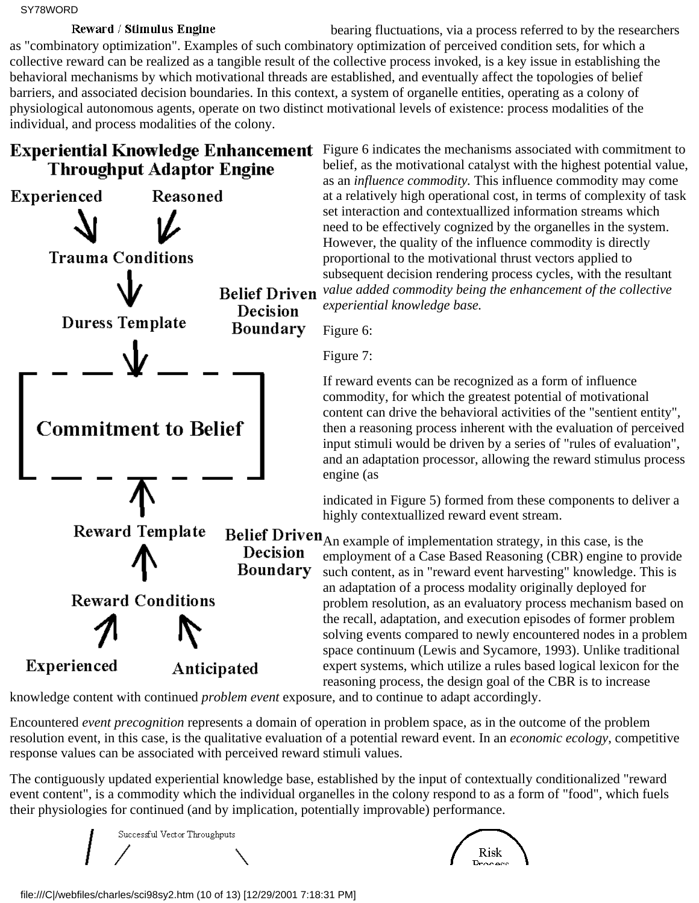bearing fluctuations, via a process referred to by the researchers as "combinatory optimization". Examples of such combinatory optimization of perceived condition sets, for which a collective reward can be realized as a tangible result of the collective process invoked, is a key issue in establishing the behavioral mechanisms by which motivational threads are established, and eventually affect the topologies of belief barriers, and associated decision boundaries. In this context, a system of organelle entities, operating as a colony of physiological autonomous agents, operate on two distinct motivational levels of existence: process modalities of the individual, and process modalities of the colony.

Figure 6 indicates the mechanisms associated with commitment to belief, as the motivational catalyst with the highest potential value, as an *influence commodity.* This influence commodity may come at a relatively high operational cost, in terms of complexity of task set interaction and contextuallized information streams which need to be effectively cognized by the organelles in the system. However, the quality of the influence commodity is directly proportional to the motivational thrust vectors applied to subsequent decision rendering process cycles, with the resultant *value added commodity being the enhancement of the collective experiential knowledge base.*

Figure 6:

Figure 7:

If reward events can be recognized as a form of influence commodity, for which the greatest potential of motivational content can drive the behavioral activities of the "sentient entity", then a reasoning process inherent with the evaluation of perceived input stimuli would be driven by a series of "rules of evaluation", and an adaptation processor, allowing the reward stimulus process engine (as indicated in Figure 5) formed from these components to deliver a highly contextuallized reward event stream.

An example of implementation strategy, in this case, is the employment of a Case Based Reasoning (CBR) engine to provide such content, as in "reward event harvesting" knowledge. This is an adaptation of a process modality originally deployed for problem resolution, as an evaluatory process mechanism based on the recall, adaptation, and execution episodes of former problem solving events compared to newly encountered nodes in a problem space continuum (Lewis and Sycamore, 1993). Unlike traditional expert systems, which utilize a rules based logical lexicon for the reasoning process, the design goal of the CBR is to increase knowledge content with continued *problem event* exposure, and to continue to adapt accordingly.

Encountered *event precognition* represents a domain of operation in problem space, as in the outcome of the problem resolution event, in this case, is the qualitative evaluation of a potential reward event. In an *economic ecology*, competitive response values can be associated with perceived reward stimuli values.

The contiguously updated experiential knowledge base, established by the input of contextually conditionalized "reward event content", is a commodity which the individual organelles in the colony respond to as a form of "food", which fuels their physiologies for continued (and by implication, potentially improvable) performance.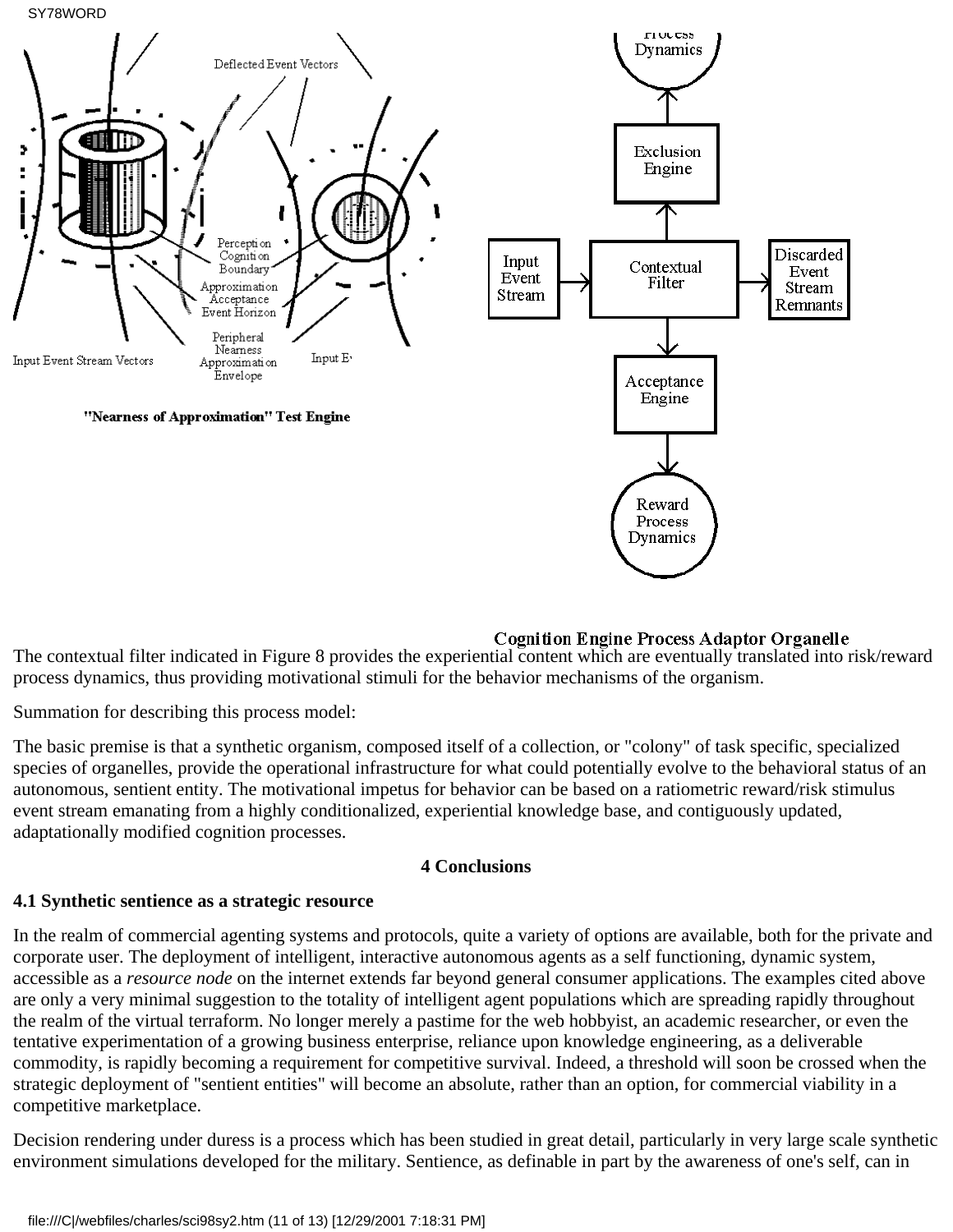"Nearness of Approximation" Test Engine

Cognition Engine Process Adaptor Organelle

The contextual filter indicated in Figure 8 provides the experiential content which are eventually translated into risk/reward process dynamics, thus providing motivational stimuli for the behavior mechanisms of the organism.

Summation for describing this process model:

The basic premise is that a synthetic organism, composed itself of a collection, or "colony" of task specific, specialized species of organelles, provide the operational infrastructure for what could potentially evolve to the behavioral status of an autonomous, sentient entity. The motivational impetus for behavior can be based on a ratiometric reward/risk stimulus event stream emanating from a highly conditionalized, experiential knowledge base, and contiguously updated, adaptationally modified cognition processes.

## 4 Conclusions

### 4.1 Synthetic sentience as a strategic resource

In the realm of commercial agenting systems and protocols, quite a variety of options are available, both for the private and corporate user. The deployment of intelligent, interactive autonomous agents as a self functioning, dynamic system, accessible as a *resource node* on the internet extends far beyond general consumer applications. The examples cited above are only a very minimal suggestion to the totality of intelligent agent populations which are spreading rapidly throughout the realm of the virtual terraform. No longer merely a pastime for the web hobbyist, an academic researcher, or even the tentative experimentation of a growing business enterprise, reliance upon knowledge engineering, as a deliverable commodity, is rapidly becoming a requirement for competitive survival. Indeed, a threshold will soon be crossed when the strategic deployment of "sentient entities" will become an absolute, rather than an option, for commercial viability in a competitive marketplace.

Decision rendering under duress is a process which has been studied in great detail, particularly in very large scale synthetic environment simulations developed for the military. Sentience, as definable in part by the awareness of one's self, can in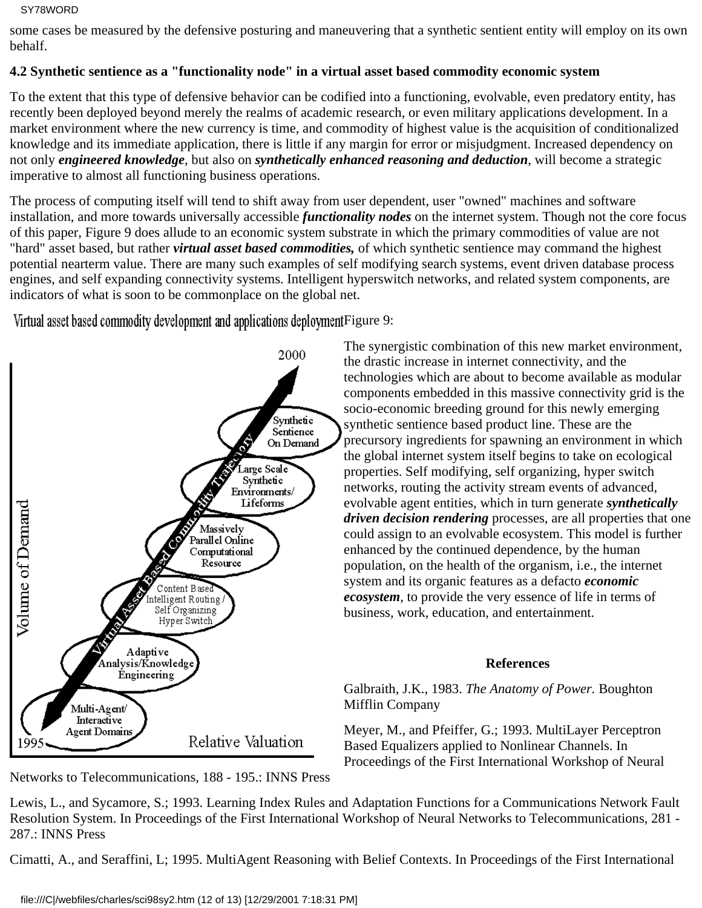some cases be measured by the defensive posturing and maneuvering that a synthetic sentient entity will employ on its own behalf.

**4.2 Synthetic sentience as a "functionality node" in a virtual asset based commodity economic system**

To the extent that this type of defensive behavior can be codified into a functioning, evolvable, even predatory entity, has recently been deployed beyond merely the realms of academic research, or even military applications development. In a market environment where the new currency is time, and commodity of highest value is the acquisition of conditionalized knowledge and its immediate application, there is little if any margin for error or misjudgment. Increased dependency on not only ***engineered knowledge***, but also on ***synthetically enhanced reasoning and deduction***, will become a strategic imperative to almost all functioning business operations.

The process of computing itself will tend to shift away from user dependent, user "owned" machines and software installation, and more towards universally accessible ***functionality nodes*** on the internet system. Though not the core focus of this paper, Figure 9 does allude to an economic system substrate in which the primary commodities of value are not "hard" asset based, but rather ***virtual asset based commodities,*** of which synthetic sentience may command the highest potential nearterm value. There are many such examples of self modifying search systems, event driven database process engines, and self expanding connectivity systems. Intelligent hyperswitch networks, and related system components, are indicators of what is soon to be commonplace on the global net.

Virtual asset based commodity development and applications deployment Figure 9:

The synergistic combination of this new market environment, the drastic increase in internet connectivity, and the technologies which are about to become available as modular components embedded in this massive connectivity grid is the socio-economic breeding ground for this newly emerging synthetic sentience based product line. These are the precursory ingredients for spawning an environment in which the global internet system itself begins to take on ecological properties. Self modifying, self organizing, hyper switch networks, routing the activity stream events of advanced, evolvable agent entities, which in turn generate ***synthetically driven decision rendering*** processes, are all properties that one could assign to an evolvable ecosystem. This model is further enhanced by the continued dependence, by the human population, on the health of the organism, i.e., the internet system and its organic features as a defacto ***economic ecosystem***, to provide the very essence of life in terms of business, work, education, and entertainment.

## References

Galbraith, J.K., 1983. *The Anatomy of Power.* Boughton Mifflin Company

Meyer, M., and Pfeiffer, G.; 1993. MultiLayer Perceptron Based Equalizers applied to Nonlinear Channels. In Proceedings of the First International Workshop of Neural Networks to Telecommunications, 188 - 195.: INNS Press

Lewis, L., and Sycamore, S.; 1993. Learning Index Rules and Adaptation Functions for a Communications Network Fault Resolution System. In Proceedings of the First International Workshop of Neural Networks to Telecommunications, 281 - 287.: INNS Press

Cimatti, A., and Seraffini, L; 1995. MultiAgent Reasoning with Belief Contexts. In Proceedings of the First International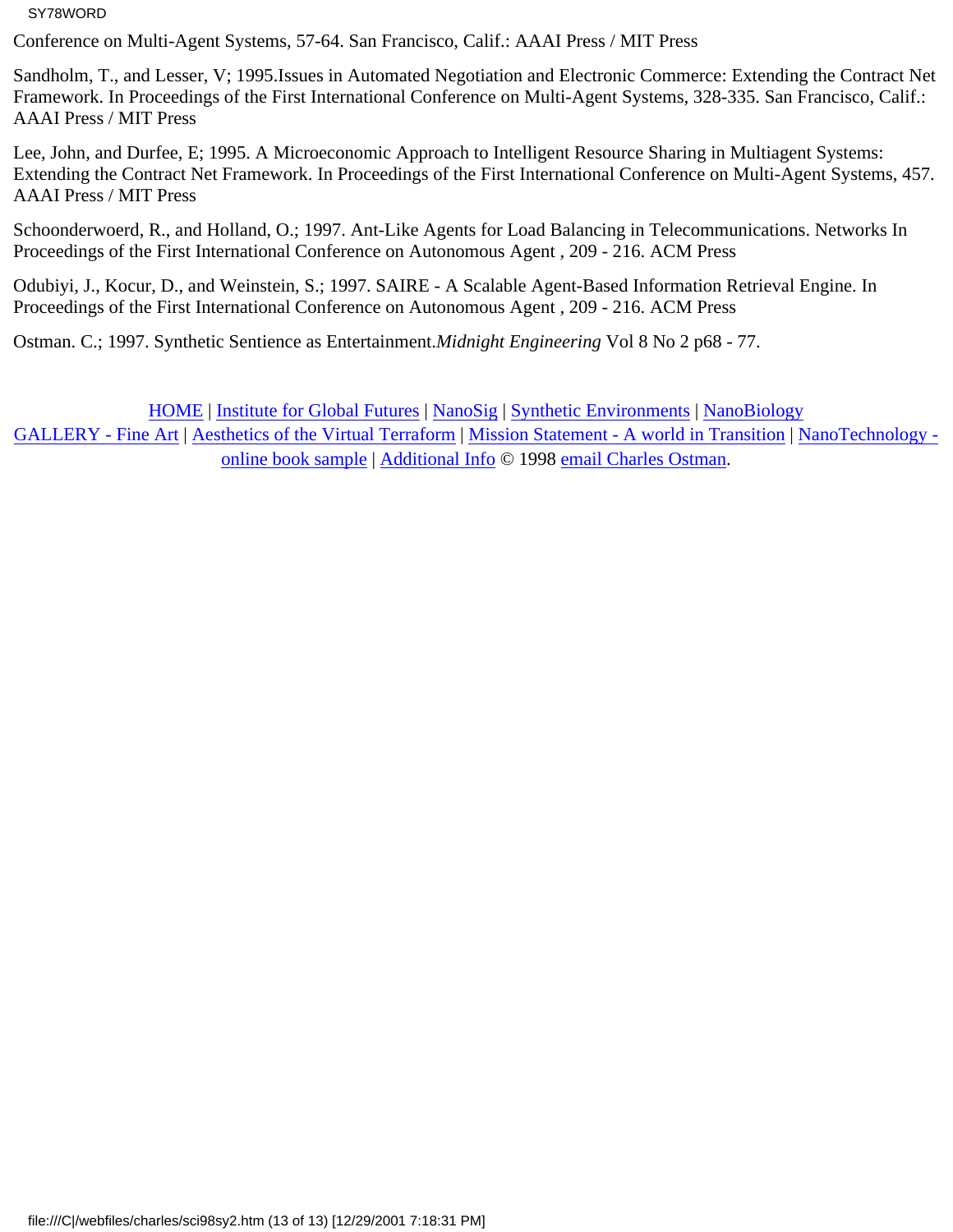Conference on Multi-Agent Systems, 57-64. San Francisco, Calif.: AAAI Press / MIT Press

Sandholm, T., and Lesser, V; 1995.Issues in Automated Negotiation and Electronic Commerce: Extending the Contract Net Framework. In Proceedings of the First International Conference on Multi-Agent Systems, 328-335. San Francisco, Calif.: AAAI Press / MIT Press

Lee, John, and Durfee, E; 1995. A Microeconomic Approach to Intelligent Resource Sharing in Multiagent Systems: Extending the Contract Net Framework. In Proceedings of the First International Conference on Multi-Agent Systems, 457. AAAI Press / MIT Press

Schoonderwoerd, R., and Holland, O.; 1997. Ant-Like Agents for Load Balancing in Telecommunications. Networks In Proceedings of the First International Conference on Autonomous Agent , 209 - 216. ACM Press

Odubiyi, J., Kocur, D., and Weinstein, S.; 1997. SAIRE - A Scalable Agent-Based Information Retrieval Engine. In Proceedings of the First International Conference on Autonomous Agent , 209 - 216. ACM Press

Ostman. C.; 1997. Synthetic Sentience as Entertainment.*Midnight Engineering* Vol 8 No 2 p68 - 77.

HOME | Institute for Global Futures | NanoSig | Synthetic Environments | NanoBiology
GALLERY - Fine Art | Aesthetics of the Virtual Terraform | Mission Statement - A world in Transition | NanoTechnology - online book sample | Additional Info © 1998 email Charles Ostman.